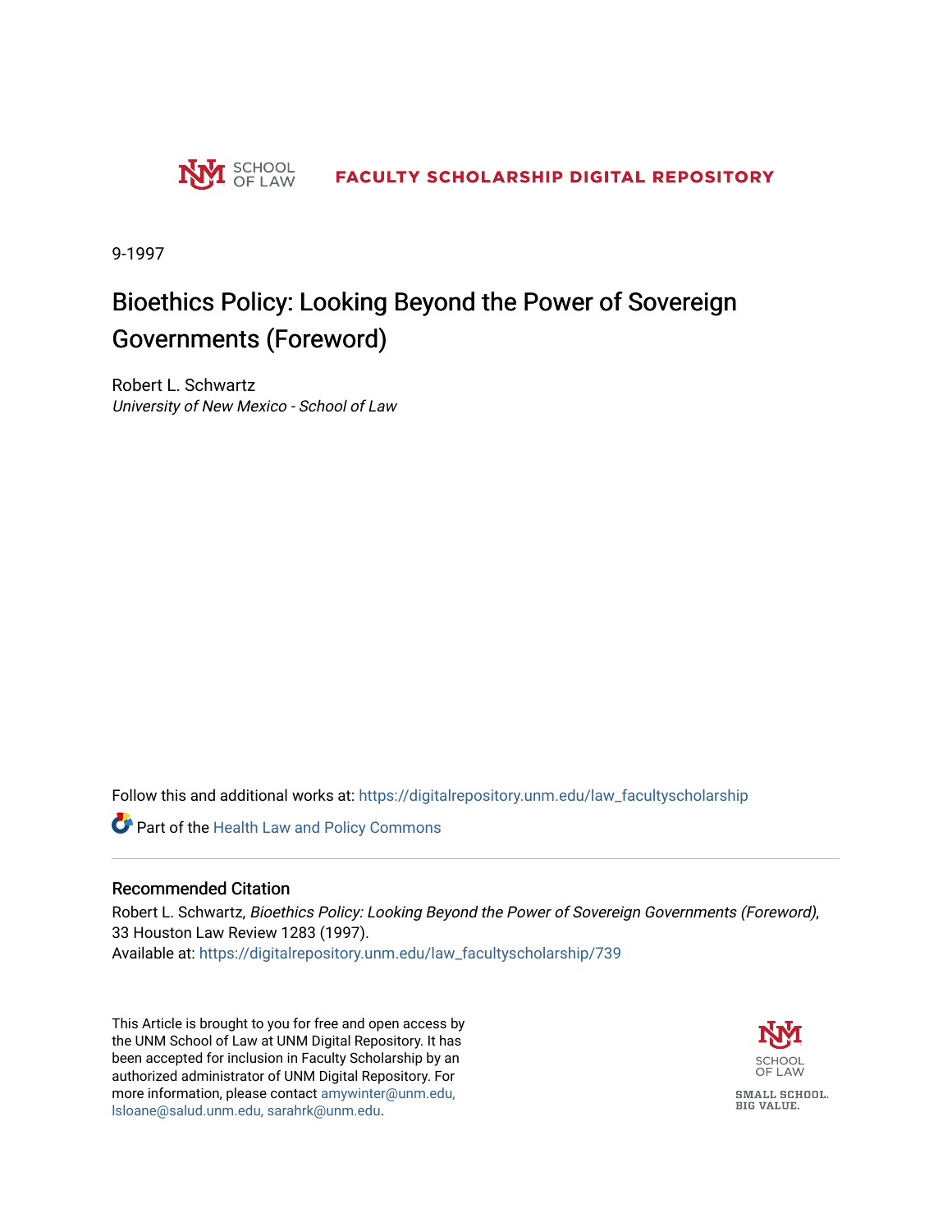SCHOOL OF LAW

FACULTY SCHOLARSHIP DIGITAL REPOSITORY

9-1997

# Bioethics Policy: Looking Beyond the Power of Sovereign Governments (Foreword)

Robert L. Schwartz
*University of New Mexico - School of Law*

Follow this and additional works at: https://digitalrepository.unm.edu/law_facultyscholarship

Part of the Health Law and Policy Commons

## Recommended Citation

Robert L. Schwartz, *Bioethics Policy: Looking Beyond the Power of Sovereign Governments (Foreword)*, 33 Houston Law Review 1283 (1997).
Available at: https://digitalrepository.unm.edu/law_facultyscholarship/739

This Article is brought to you for free and open access by the UNM School of Law at UNM Digital Repository. It has been accepted for inclusion in Faculty Scholarship by an authorized administrator of UNM Digital Repository. For more information, please contact amywinter@unm.edu, lsloane@salud.unm.edu, sarahrk@unm.edu.

SCHOOL OF LAW

SMALL SCHOOL. BIG VALUE.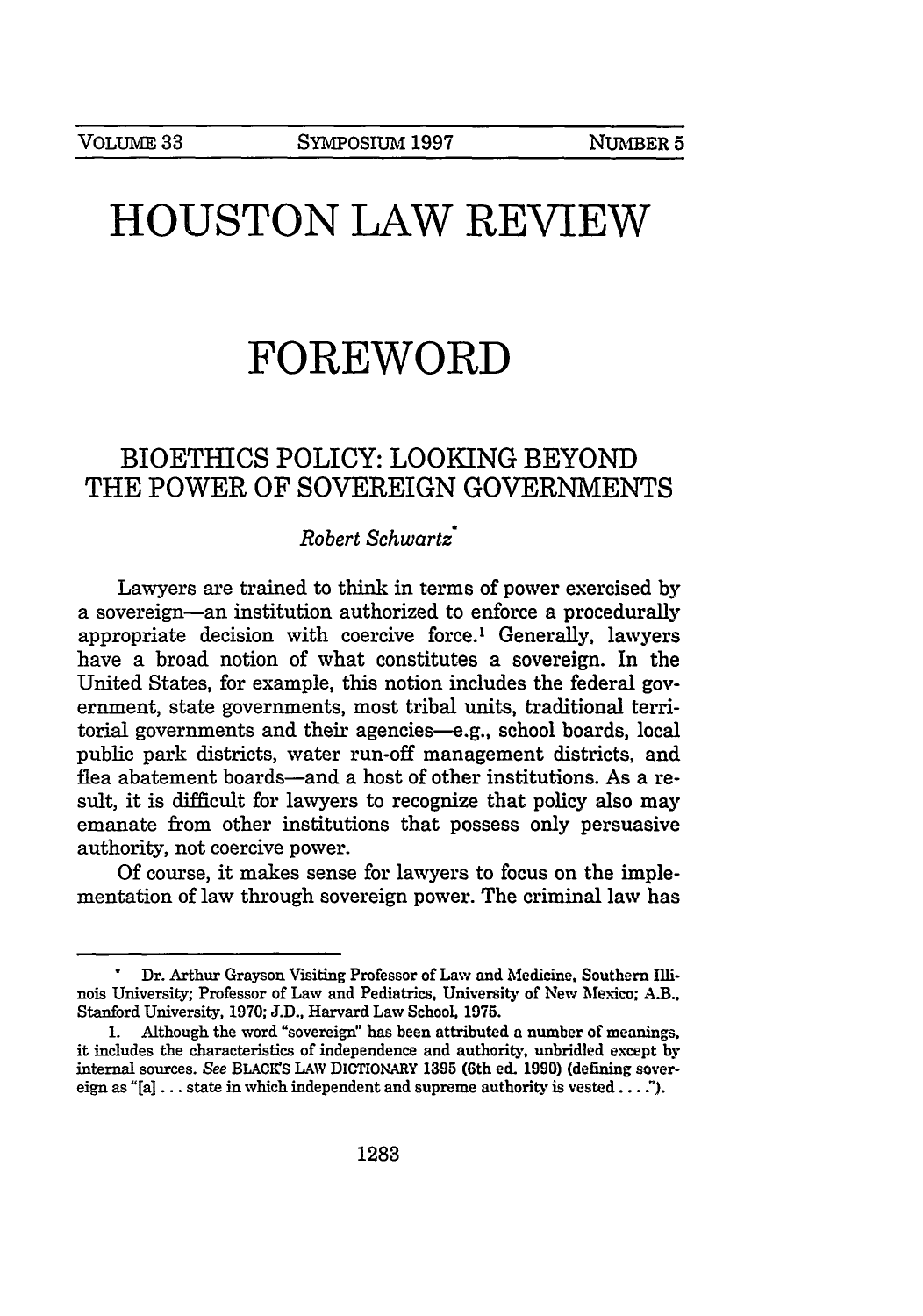# HOUSTON LAW REVIEW

# FOREWORD

## BIOETHICS POLICY: LOOKING BEYOND THE POWER OF SOVEREIGN GOVERNMENTS

*Robert Schwartz*[*]

Lawyers are trained to think in terms of power exercised by a sovereign—an institution authorized to enforce a procedurally appropriate decision with coercive force.[1] Generally, lawyers have a broad notion of what constitutes a sovereign. In the United States, for example, this notion includes the federal government, state governments, most tribal units, traditional territorial governments and their agencies—e.g., school boards, local public park districts, water run-off management districts, and flea abatement boards—and a host of other institutions. As a result, it is difficult for lawyers to recognize that policy also may emanate from other institutions that possess only persuasive authority, not coercive power.

Of course, it makes sense for lawyers to focus on the implementation of law through sovereign power. The criminal law has

---

[*] Dr. Arthur Grayson Visiting Professor of Law and Medicine, Southern Illinois University; Professor of Law and Pediatrics, University of New Mexico; A.B., Stanford University, 1970; J.D., Harvard Law School, 1975.

1. Although the word "sovereign" has been attributed a number of meanings, it includes the characteristics of independence and authority, unbridled except by internal sources. *See* BLACK'S LAW DICTIONARY 1395 (6th ed. 1990) (defining sovereign as "[a] . . . state in which independent and supreme authority is vested . . . .").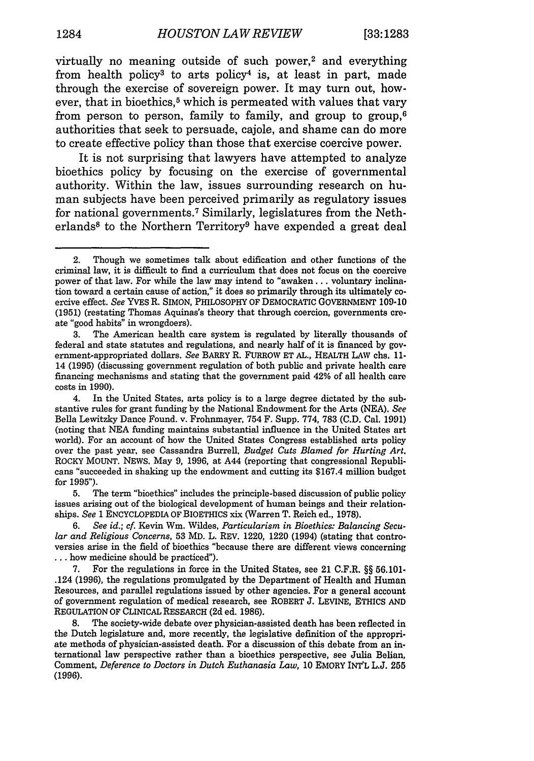virtually no meaning outside of such power,[2] and everything from health policy[3] to arts policy[4] is, at least in part, made through the exercise of sovereign power. It may turn out, however, that in bioethics,[5] which is permeated with values that vary from person to person, family to family, and group to group,[6] authorities that seek to persuade, cajole, and shame can do more to create effective policy than those that exercise coercive power.

It is not surprising that lawyers have attempted to analyze bioethics policy by focusing on the exercise of governmental authority. Within the law, issues surrounding research on human subjects have been perceived primarily as regulatory issues for national governments.[7] Similarly, legislatures from the Netherlands[8] to the Northern Territory[9] have expended a great deal

---

2. Though we sometimes talk about edification and other functions of the criminal law, it is difficult to find a curriculum that does not focus on the coercive power of that law. For while the law may intend to "awaken . . . voluntary inclination toward a certain cause of action," it does so primarily through its ultimately coercive effect. *See* YVES R. SIMON, PHILOSOPHY OF DEMOCRATIC GOVERNMENT 109-10 (1951) (restating Thomas Aquinas's theory that through coercion, governments create "good habits" in wrongdoers).

3. The American health care system is regulated by literally thousands of federal and state statutes and regulations, and nearly half of it is financed by government-appropriated dollars. *See* BARRY R. FURROW ET AL., HEALTH LAW chs. 11-14 (1995) (discussing government regulation of both public and private health care financing mechanisms and stating that the government paid 42% of all health care costs in 1990).

4. In the United States, arts policy is to a large degree dictated by the substantive rules for grant funding by the National Endowment for the Arts (NEA). *See* Bella Lewitzky Dance Found. v. Frohnmayer, 754 F. Supp. 774, 783 (C.D. Cal. 1991) (noting that NEA funding maintains substantial influence in the United States art world). For an account of how the United States Congress established arts policy over the past year, see Cassandra Burrell, *Budget Cuts Blamed for Hurting Art*, ROCKY MOUNT. NEWS, May 9, 1996, at A44 (reporting that congressional Republicans "succeeded in shaking up the endowment and cutting its $167.4 million budget for 1995").

5. The term "bioethics" includes the principle-based discussion of public policy issues arising out of the biological development of human beings and their relationships. *See* 1 ENCYCLOPEDIA OF BIOETHICS xix (Warren T. Reich ed., 1978).

6. *See id.*; *cf.* Kevin Wm. Wildes, *Particularism in Bioethics: Balancing Secular and Religious Concerns*, 53 MD. L. REV. 1220, 1220 (1994) (stating that controversies arise in the field of bioethics "because there are different views concerning . . . how medicine should be practiced").

7. For the regulations in force in the United States, see 21 C.F.R. §§ 56.101-.124 (1996), the regulations promulgated by the Department of Health and Human Resources, and parallel regulations issued by other agencies. For a general account of government regulation of medical research, see ROBERT J. LEVINE, ETHICS AND REGULATION OF CLINICAL RESEARCH (2d ed. 1986).

8. The society-wide debate over physician-assisted death has been reflected in the Dutch legislature and, more recently, the legislative definition of the appropriate methods of physician-assisted death. For a discussion of this debate from an international law perspective rather than a bioethics perspective, see Julia Belian, Comment, *Deference to Doctors in Dutch Euthanasia Law*, 10 EMORY INT'L L.J. 255 (1996).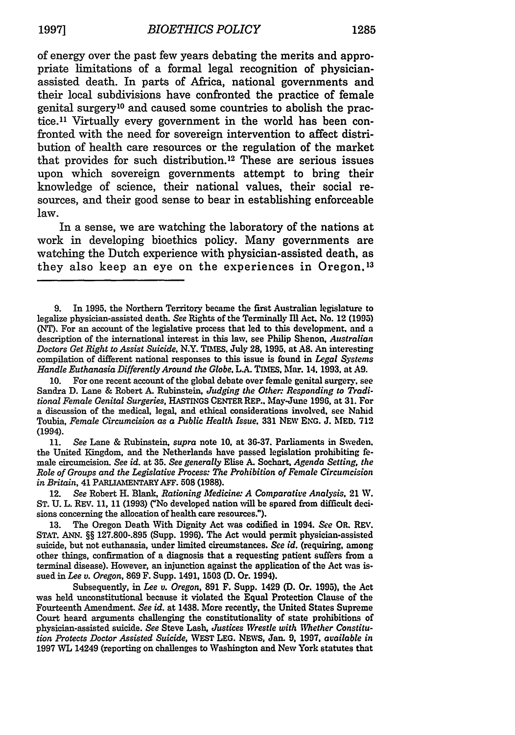of energy over the past few years debating the merits and appropriate limitations of a formal legal recognition of physician-assisted death. In parts of Africa, national governments and their local subdivisions have confronted the practice of female genital surgery[10] and caused some countries to abolish the practice.[11] Virtually every government in the world has been confronted with the need for sovereign intervention to affect distribution of health care resources or the regulation of the market that provides for such distribution.[12] These are serious issues upon which sovereign governments attempt to bring their knowledge of science, their national values, their social resources, and their good sense to bear in establishing enforceable law.

In a sense, we are watching the laboratory of the nations at work in developing bioethics policy. Many governments are watching the Dutch experience with physician-assisted death, as they also keep an eye on the experiences in Oregon,[13]

---

9. In 1995, the Northern Territory became the first Australian legislature to legalize physician-assisted death. *See* Rights of the Terminally Ill Act, No. 12 (1995) (NT). For an account of the legislative process that led to this development, and a description of the international interest in this law, see Philip Shenon, *Australian Doctors Get Right to Assist Suicide*, N.Y. TIMES, July 28, 1995, at A8. An interesting compilation of different national responses to this issue is found in *Legal Systems Handle Euthanasia Differently Around the Globe*, L.A. TIMES, Mar. 14, 1993, at A9.

10. For one recent account of the global debate over female genital surgery, see Sandra D. Lane & Robert A. Rubinstein, *Judging the Other: Responding to Traditional Female Genital Surgeries*, HASTINGS CENTER REP., May-June 1996, at 31. For a discussion of the medical, legal, and ethical considerations involved, see Nahid Toubia, *Female Circumcision as a Public Health Issue*, 331 NEW ENG. J. MED. 712 (1994).

11. *See* Lane & Rubinstein, *supra* note 10, at 36-37. Parliaments in Sweden, the United Kingdom, and the Netherlands have passed legislation prohibiting female circumcision. *See id.* at 35. *See generally* Elise A. Sochart, *Agenda Setting, the Role of Groups and the Legislative Process: The Prohibition of Female Circumcision in Britain*, 41 PARLIAMENTARY AFF. 508 (1988).

12. *See* Robert H. Blank, *Rationing Medicine: A Comparative Analysis*, 21 W. ST. U. L. REV. 11, 11 (1993) ("No developed nation will be spared from difficult decisions concerning the allocation of health care resources.").

13. The Oregon Death With Dignity Act was codified in 1994. *See* OR. REV. STAT. ANN. §§ 127.800-.895 (Supp. 1996). The Act would permit physician-assisted suicide, but not euthanasia, under limited circumstances. *See id.* (requiring, among other things, confirmation of a diagnosis that a requesting patient suffers from a terminal disease). However, an injunction against the application of the Act was issued in *Lee v. Oregon*, 869 F. Supp. 1491, 1503 (D. Or. 1994).

Subsequently, in *Lee v. Oregon*, 891 F. Supp. 1429 (D. Or. 1995), the Act was held unconstitutional because it violated the Equal Protection Clause of the Fourteenth Amendment. *See id.* at 1438. More recently, the United States Supreme Court heard arguments challenging the constitutionality of state prohibitions of physician-assisted suicide. *See* Steve Lash, *Justices Wrestle with Whether Constitution Protects Doctor Assisted Suicide*, WEST LEG. NEWS, Jan. 9, 1997, *available in* 1997 WL 14249 (reporting on challenges to Washington and New York statutes that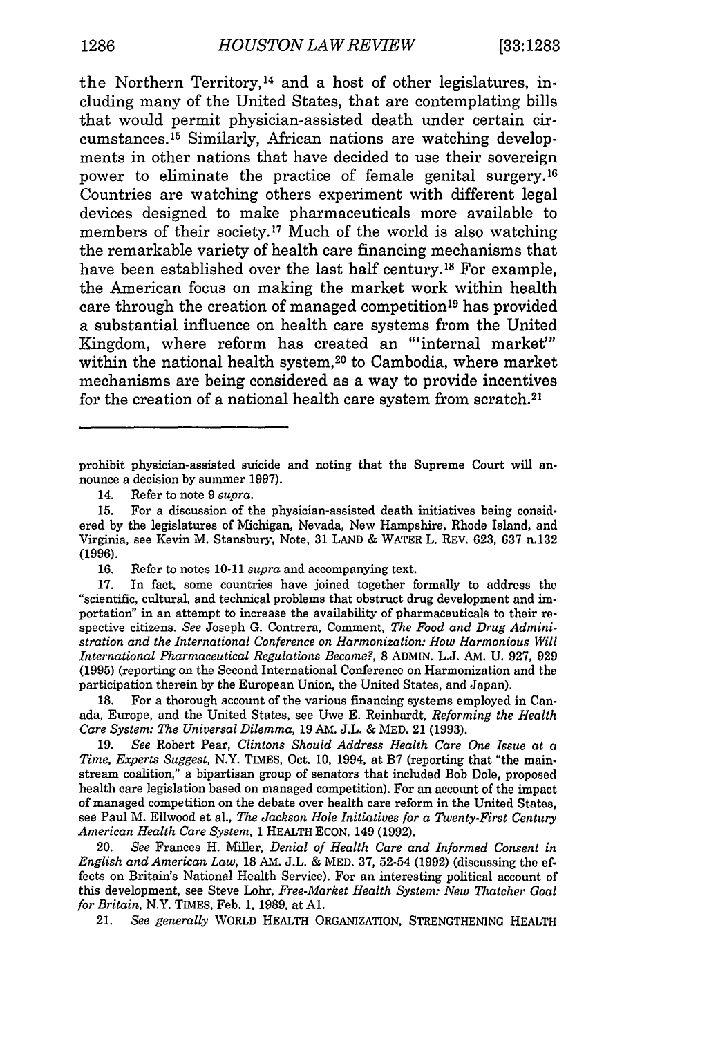the Northern Territory,[14] and a host of other legislatures, including many of the United States, that are contemplating bills that would permit physician-assisted death under certain circumstances.[15] Similarly, African nations are watching developments in other nations that have decided to use their sovereign power to eliminate the practice of female genital surgery.[16] Countries are watching others experiment with different legal devices designed to make pharmaceuticals more available to members of their society.[17] Much of the world is also watching the remarkable variety of health care financing mechanisms that have been established over the last half century.[18] For example, the American focus on making the market work within health care through the creation of managed competition[19] has provided a substantial influence on health care systems from the United Kingdom, where reform has created an "'internal market'" within the national health system,[20] to Cambodia, where market mechanisms are being considered as a way to provide incentives for the creation of a national health care system from scratch.[21]

---

prohibit physician-assisted suicide and noting that the Supreme Court will announce a decision by summer 1997).

14. Refer to note 9 *supra*.

15. For a discussion of the physician-assisted death initiatives being considered by the legislatures of Michigan, Nevada, New Hampshire, Rhode Island, and Virginia, see Kevin M. Stansbury, Note, 31 LAND & WATER L. REV. 623, 637 n.132 (1996).

16. Refer to notes 10-11 *supra* and accompanying text.

17. In fact, some countries have joined together formally to address the "scientific, cultural, and technical problems that obstruct drug development and importation" in an attempt to increase the availability of pharmaceuticals to their respective citizens. *See* Joseph G. Contrera, Comment, *The Food and Drug Administration and the International Conference on Harmonization: How Harmonious Will International Pharmaceutical Regulations Become?*, 8 ADMIN. L.J. AM. U. 927, 929 (1995) (reporting on the Second International Conference on Harmonization and the participation therein by the European Union, the United States, and Japan).

18. For a thorough account of the various financing systems employed in Canada, Europe, and the United States, see Uwe E. Reinhardt, *Reforming the Health Care System: The Universal Dilemma*, 19 AM. J.L. & MED. 21 (1993).

19. *See* Robert Pear, *Clintons Should Address Health Care One Issue at a Time, Experts Suggest*, N.Y. TIMES, Oct. 10, 1994, at B7 (reporting that "the mainstream coalition," a bipartisan group of senators that included Bob Dole, proposed health care legislation based on managed competition). For an account of the impact of managed competition on the debate over health care reform in the United States, see Paul M. Ellwood et al., *The Jackson Hole Initiatives for a Twenty-First Century American Health Care System*, 1 HEALTH ECON. 149 (1992).

20. *See* Frances H. Miller, *Denial of Health Care and Informed Consent in English and American Law*, 18 AM. J.L. & MED. 37, 52-54 (1992) (discussing the effects on Britain's National Health Service). For an interesting political account of this development, see Steve Lohr, *Free-Market Health System: New Thatcher Goal for Britain*, N.Y. TIMES, Feb. 1, 1989, at A1.

21. *See generally* WORLD HEALTH ORGANIZATION, STRENGTHENING HEALTH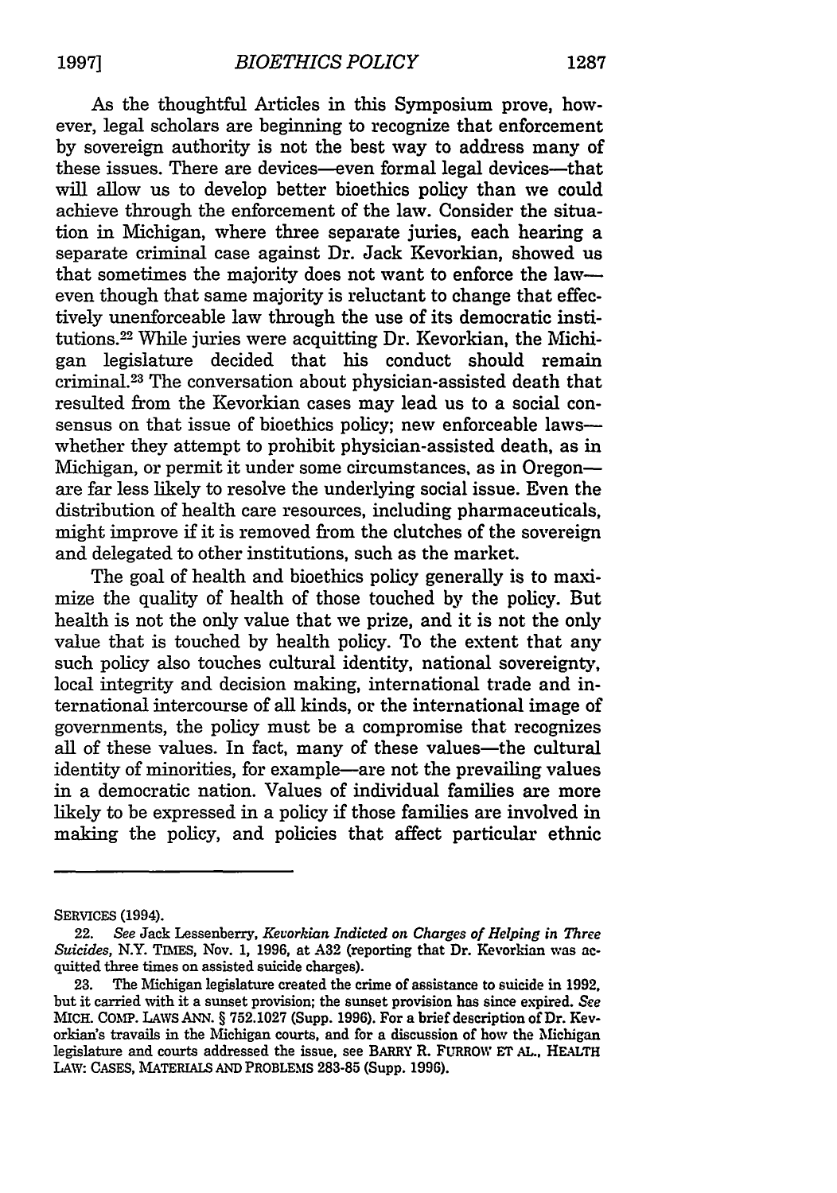As the thoughtful Articles in this Symposium prove, however, legal scholars are beginning to recognize that enforcement by sovereign authority is not the best way to address many of these issues. There are devices—even formal legal devices—that will allow us to develop better bioethics policy than we could achieve through the enforcement of the law. Consider the situation in Michigan, where three separate juries, each hearing a separate criminal case against Dr. Jack Kevorkian, showed us that sometimes the majority does not want to enforce the law—even though that same majority is reluctant to change that effectively unenforceable law through the use of its democratic institutions.[22] While juries were acquitting Dr. Kevorkian, the Michigan legislature decided that his conduct should remain criminal.[23] The conversation about physician-assisted death that resulted from the Kevorkian cases may lead us to a social consensus on that issue of bioethics policy; new enforceable laws—whether they attempt to prohibit physician-assisted death, as in Michigan, or permit it under some circumstances, as in Oregon—are far less likely to resolve the underlying social issue. Even the distribution of health care resources, including pharmaceuticals, might improve if it is removed from the clutches of the sovereign and delegated to other institutions, such as the market.

The goal of health and bioethics policy generally is to maximize the quality of health of those touched by the policy. But health is not the only value that we prize, and it is not the only value that is touched by health policy. To the extent that any such policy also touches cultural identity, national sovereignty, local integrity and decision making, international trade and international intercourse of all kinds, or the international image of governments, the policy must be a compromise that recognizes all of these values. In fact, many of these values—the cultural identity of minorities, for example—are not the prevailing values in a democratic nation. Values of individual families are more likely to be expressed in a policy if those families are involved in making the policy, and policies that affect particular ethnic

---

SERVICES (1994).

22. *See* Jack Lessenberry, *Kevorkian Indicted on Charges of Helping in Three Suicides*, N.Y. TIMES, Nov. 1, 1996, at A32 (reporting that Dr. Kevorkian was acquitted three times on assisted suicide charges).

23. The Michigan legislature created the crime of assistance to suicide in 1992, but it carried with it a sunset provision; the sunset provision has since expired. *See* MICH. COMP. LAWS ANN. § 752.1027 (Supp. 1996). For a brief description of Dr. Kevorkian's travails in the Michigan courts, and for a discussion of how the Michigan legislature and courts addressed the issue, see BARRY R. FURROW ET AL., HEALTH LAW: CASES, MATERIALS AND PROBLEMS 283-85 (Supp. 1996).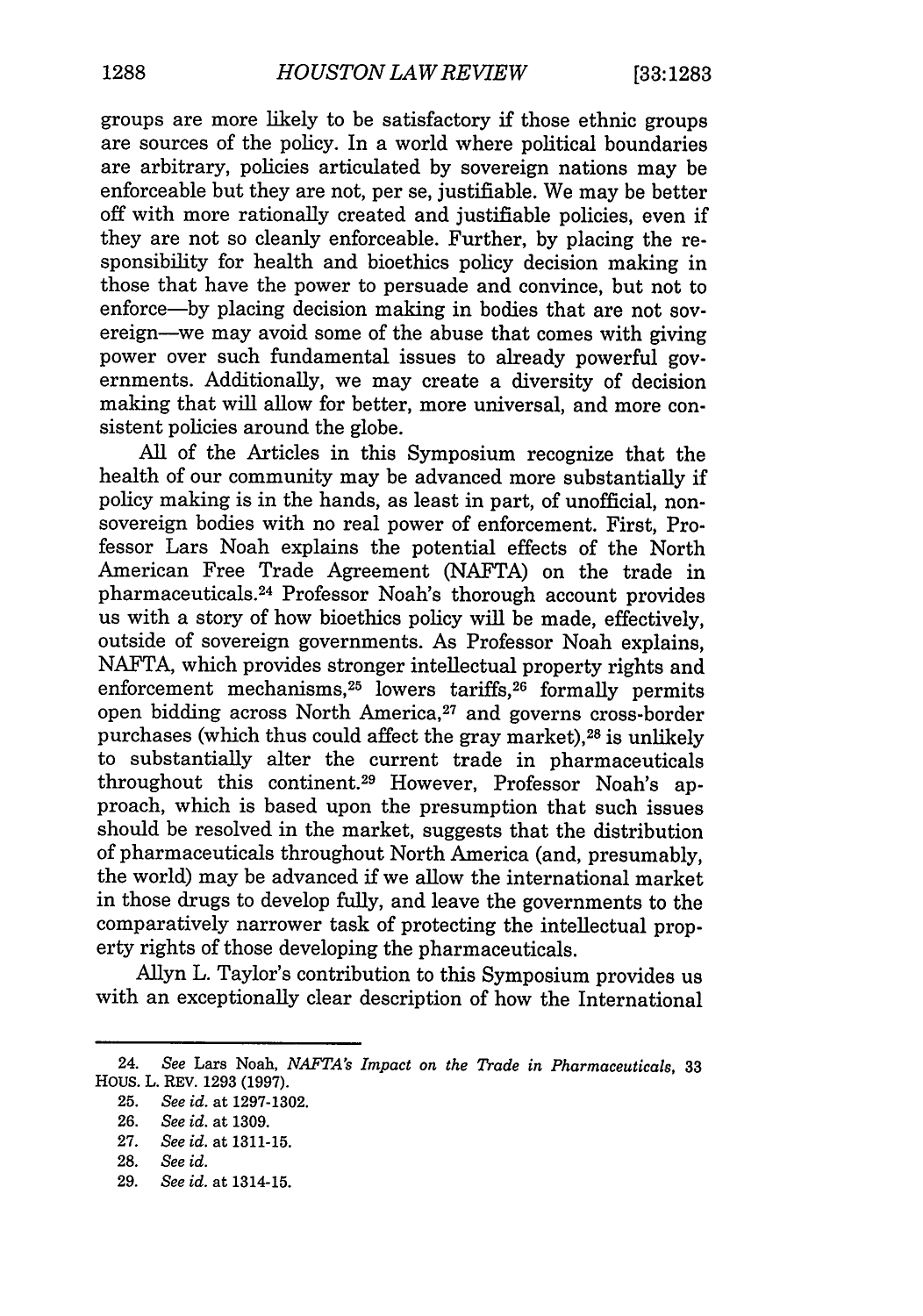groups are more likely to be satisfactory if those ethnic groups are sources of the policy. In a world where political boundaries are arbitrary, policies articulated by sovereign nations may be enforceable but they are not, per se, justifiable. We may be better off with more rationally created and justifiable policies, even if they are not so cleanly enforceable. Further, by placing the responsibility for health and bioethics policy decision making in those that have the power to persuade and convince, but not to enforce—by placing decision making in bodies that are not sovereign—we may avoid some of the abuse that comes with giving power over such fundamental issues to already powerful governments. Additionally, we may create a diversity of decision making that will allow for better, more universal, and more consistent policies around the globe.

All of the Articles in this Symposium recognize that the health of our community may be advanced more substantially if policy making is in the hands, as least in part, of unofficial, nonsovereign bodies with no real power of enforcement. First, Professor Lars Noah explains the potential effects of the North American Free Trade Agreement (NAFTA) on the trade in pharmaceuticals.[24] Professor Noah's thorough account provides us with a story of how bioethics policy will be made, effectively, outside of sovereign governments. As Professor Noah explains, NAFTA, which provides stronger intellectual property rights and enforcement mechanisms,[25] lowers tariffs,[26] formally permits open bidding across North America,[27] and governs cross-border purchases (which thus could affect the gray market),[28] is unlikely to substantially alter the current trade in pharmaceuticals throughout this continent.[29] However, Professor Noah's approach, which is based upon the presumption that such issues should be resolved in the market, suggests that the distribution of pharmaceuticals throughout North America (and, presumably, the world) may be advanced if we allow the international market in those drugs to develop fully, and leave the governments to the comparatively narrower task of protecting the intellectual property rights of those developing the pharmaceuticals.

Allyn L. Taylor's contribution to this Symposium provides us with an exceptionally clear description of how the International

24. *See* Lars Noah, *NAFTA's Impact on the Trade in Pharmaceuticals*, 33 HOUS. L. REV. 1293 (1997).

25. *See id.* at 1297-1302.

26. *See id.* at 1309.

27. *See id.* at 1311-15.

28. *See id.*

29. *See id.* at 1314-15.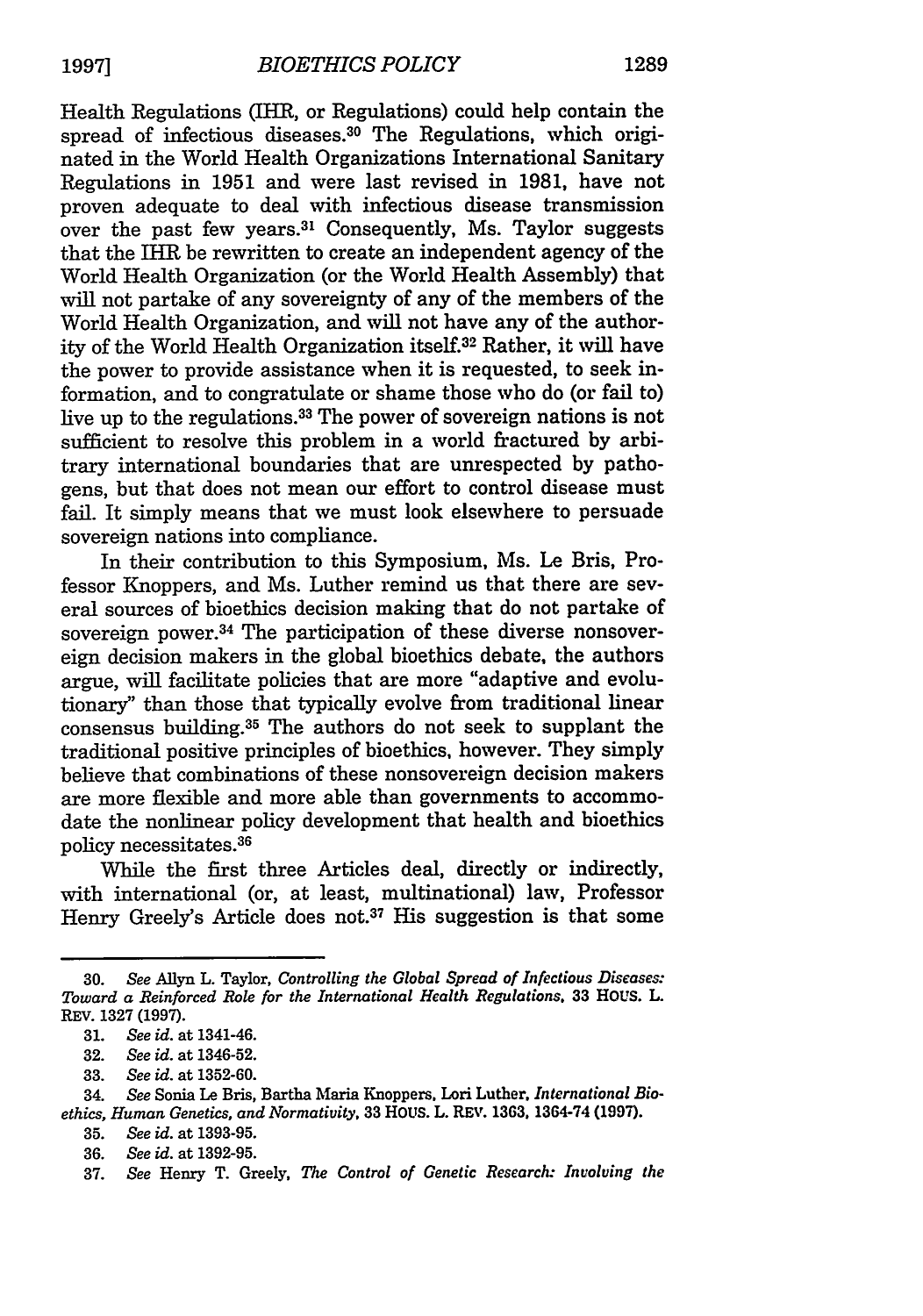Health Regulations (IHR, or Regulations) could help contain the spread of infectious diseases.[30] The Regulations, which originated in the World Health Organizations International Sanitary Regulations in 1951 and were last revised in 1981, have not proven adequate to deal with infectious disease transmission over the past few years.[31] Consequently, Ms. Taylor suggests that the IHR be rewritten to create an independent agency of the World Health Organization (or the World Health Assembly) that will not partake of any sovereignty of any of the members of the World Health Organization, and will not have any of the authority of the World Health Organization itself.[32] Rather, it will have the power to provide assistance when it is requested, to seek information, and to congratulate or shame those who do (or fail to) live up to the regulations.[33] The power of sovereign nations is not sufficient to resolve this problem in a world fractured by arbitrary international boundaries that are unrespected by pathogens, but that does not mean our effort to control disease must fail. It simply means that we must look elsewhere to persuade sovereign nations into compliance.

In their contribution to this Symposium, Ms. Le Bris, Professor Knoppers, and Ms. Luther remind us that there are several sources of bioethics decision making that do not partake of sovereign power.[34] The participation of these diverse nonsovereign decision makers in the global bioethics debate, the authors argue, will facilitate policies that are more "adaptive and evolutionary" than those that typically evolve from traditional linear consensus building.[35] The authors do not seek to supplant the traditional positive principles of bioethics, however. They simply believe that combinations of these nonsovereign decision makers are more flexible and more able than governments to accommodate the nonlinear policy development that health and bioethics policy necessitates.[36]

While the first three Articles deal, directly or indirectly, with international (or, at least, multinational) law, Professor Henry Greely's Article does not.[37] His suggestion is that some

---

30. *See* Allyn L. Taylor, *Controlling the Global Spread of Infectious Diseases: Toward a Reinforced Role for the International Health Regulations*, 33 HOUS. L. REV. 1327 (1997).

31. *See id.* at 1341-46.

32. *See id.* at 1346-52.

33. *See id.* at 1352-60.

34. *See* Sonia Le Bris, Bartha Maria Knoppers, Lori Luther, *International Bioethics, Human Genetics, and Normativity*, 33 HOUS. L. REV. 1363, 1364-74 (1997).

35. *See id.* at 1393-95.

36. *See id.* at 1392-95.

37. *See* Henry T. Greely, *The Control of Genetic Research: Involving the*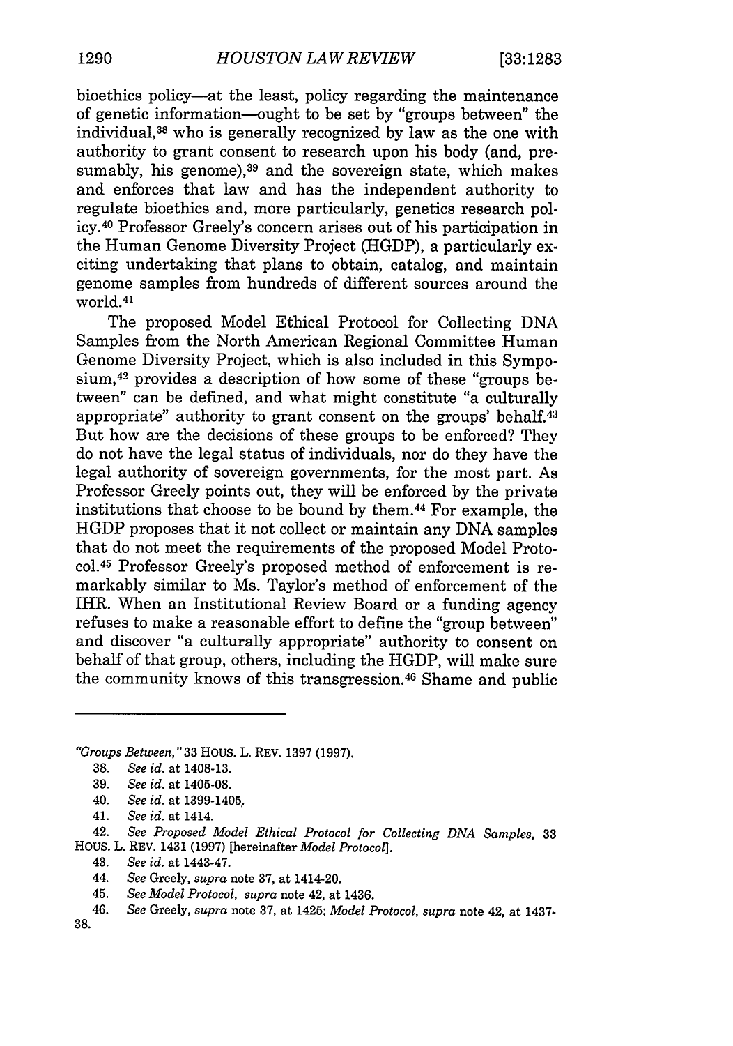bioethics policy—at the least, policy regarding the maintenance of genetic information—ought to be set by "groups between" the individual,[38] who is generally recognized by law as the one with authority to grant consent to research upon his body (and, presumably, his genome),[39] and the sovereign state, which makes and enforces that law and has the independent authority to regulate bioethics and, more particularly, genetics research policy.[40] Professor Greely's concern arises out of his participation in the Human Genome Diversity Project (HGDP), a particularly exciting undertaking that plans to obtain, catalog, and maintain genome samples from hundreds of different sources around the world.[41]

The proposed Model Ethical Protocol for Collecting DNA Samples from the North American Regional Committee Human Genome Diversity Project, which is also included in this Symposium,[42] provides a description of how some of these "groups between" can be defined, and what might constitute "a culturally appropriate" authority to grant consent on the groups' behalf.[43] But how are the decisions of these groups to be enforced? They do not have the legal status of individuals, nor do they have the legal authority of sovereign governments, for the most part. As Professor Greely points out, they will be enforced by the private institutions that choose to be bound by them.[44] For example, the HGDP proposes that it not collect or maintain any DNA samples that do not meet the requirements of the proposed Model Protocol.[45] Professor Greely's proposed method of enforcement is remarkably similar to Ms. Taylor's method of enforcement of the IHR. When an Institutional Review Board or a funding agency refuses to make a reasonable effort to define the "group between" and discover "a culturally appropriate" authority to consent on behalf of that group, others, including the HGDP, will make sure the community knows of this transgression.[46] Shame and public

---

*"Groups Between,"* 33 HOUS. L. REV. 1397 (1997).

38. *See id.* at 1408-13.

39. *See id.* at 1405-08.

40. *See id.* at 1399-1405.

41. *See id.* at 1414.

42. *See Proposed Model Ethical Protocol for Collecting DNA Samples*, 33 HOUS. L. REV. 1431 (1997) [hereinafter *Model Protocol*].

43. *See id.* at 1443-47.

44. *See* Greely, *supra* note 37, at 1414-20.

45. *See Model Protocol*, *supra* note 42, at 1436.

46. *See* Greely, *supra* note 37, at 1425; *Model Protocol*, *supra* note 42, at 1437-38.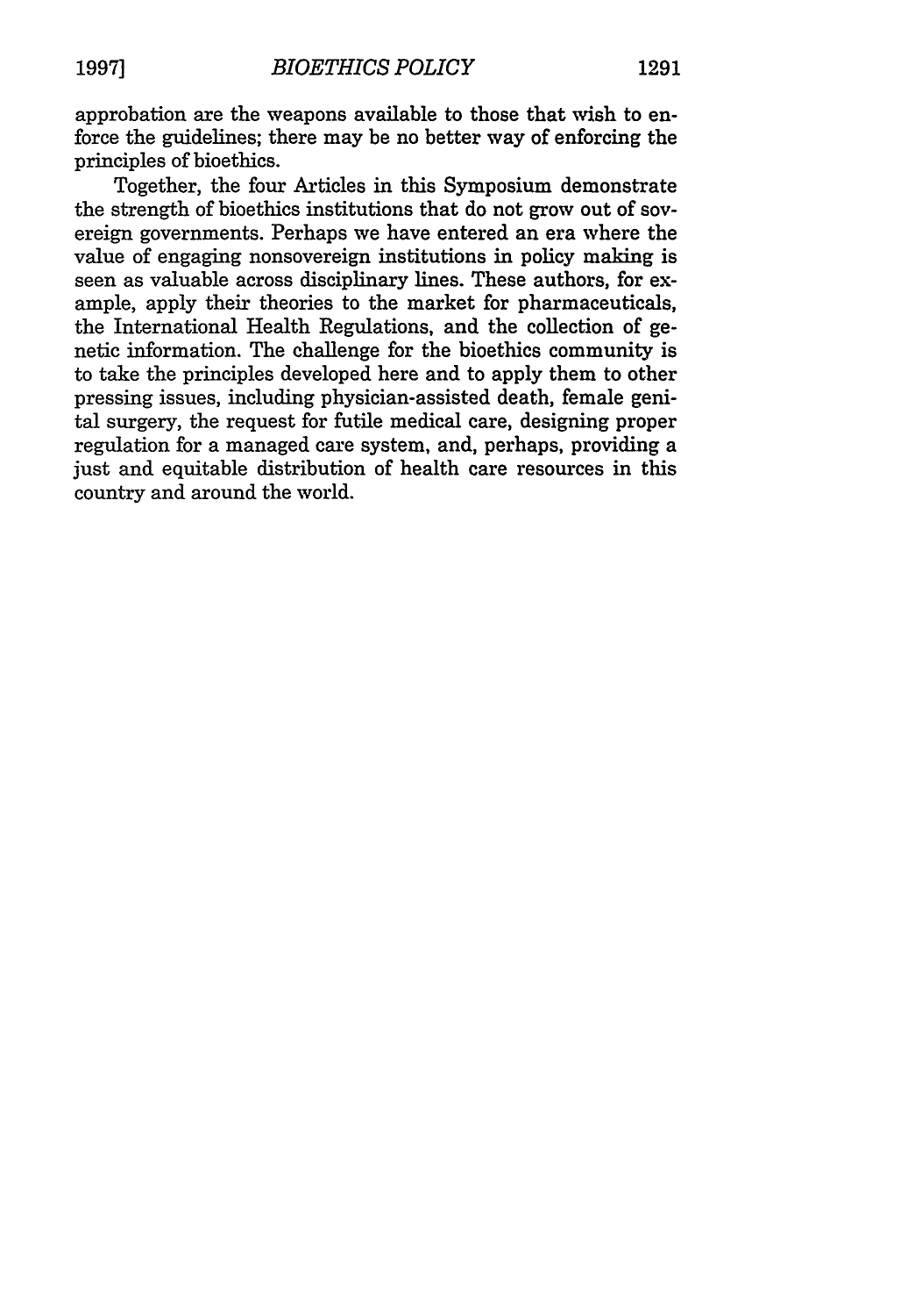approbation are the weapons available to those that wish to enforce the guidelines; there may be no better way of enforcing the principles of bioethics.

Together, the four Articles in this Symposium demonstrate the strength of bioethics institutions that do not grow out of sovereign governments. Perhaps we have entered an era where the value of engaging nonsovereign institutions in policy making is seen as valuable across disciplinary lines. These authors, for example, apply their theories to the market for pharmaceuticals, the International Health Regulations, and the collection of genetic information. The challenge for the bioethics community is to take the principles developed here and to apply them to other pressing issues, including physician-assisted death, female genital surgery, the request for futile medical care, designing proper regulation for a managed care system, and, perhaps, providing a just and equitable distribution of health care resources in this country and around the world.